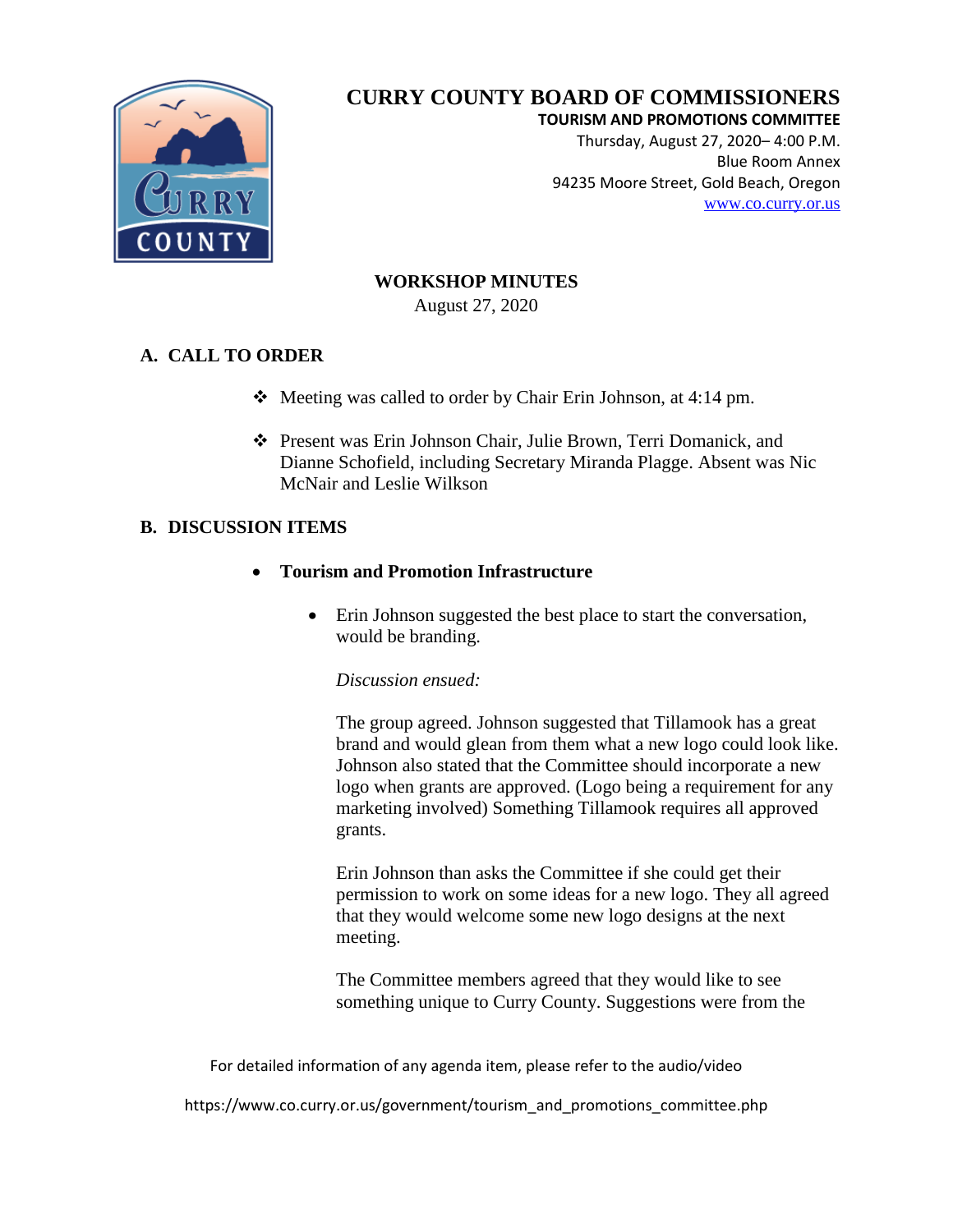# CURRY COUNTY BOARD OF COMMISSIONERS

**TOURISM AND PROMOTIONS COMMITTEE**
Thursday, August 27, 2020– 4:00 P.M.
Blue Room Annex
94235 Moore Street, Gold Beach, Oregon
www.co.curry.or.us

## WORKSHOP MINUTES

August 27, 2020

## A. CALL TO ORDER

- Meeting was called to order by Chair Erin Johnson, at 4:14 pm.
- Present was Erin Johnson Chair, Julie Brown, Terri Domanick, and Dianne Schofield, including Secretary Miranda Plagge. Absent was Nic McNair and Leslie Wilkson

## B. DISCUSSION ITEMS

- **Tourism and Promotion Infrastructure**
  - Erin Johnson suggested the best place to start the conversation, would be branding.

    *Discussion ensued:*

    The group agreed. Johnson suggested that Tillamook has a great brand and would glean from them what a new logo could look like. Johnson also stated that the Committee should incorporate a new logo when grants are approved. (Logo being a requirement for any marketing involved) Something Tillamook requires all approved grants.

    Erin Johnson than asks the Committee if she could get their permission to work on some ideas for a new logo. They all agreed that they would welcome some new logo designs at the next meeting.

    The Committee members agreed that they would like to see something unique to Curry County. Suggestions were from the

For detailed information of any agenda item, please refer to the audio/video

https://www.co.curry.or.us/government/tourism_and_promotions_committee.php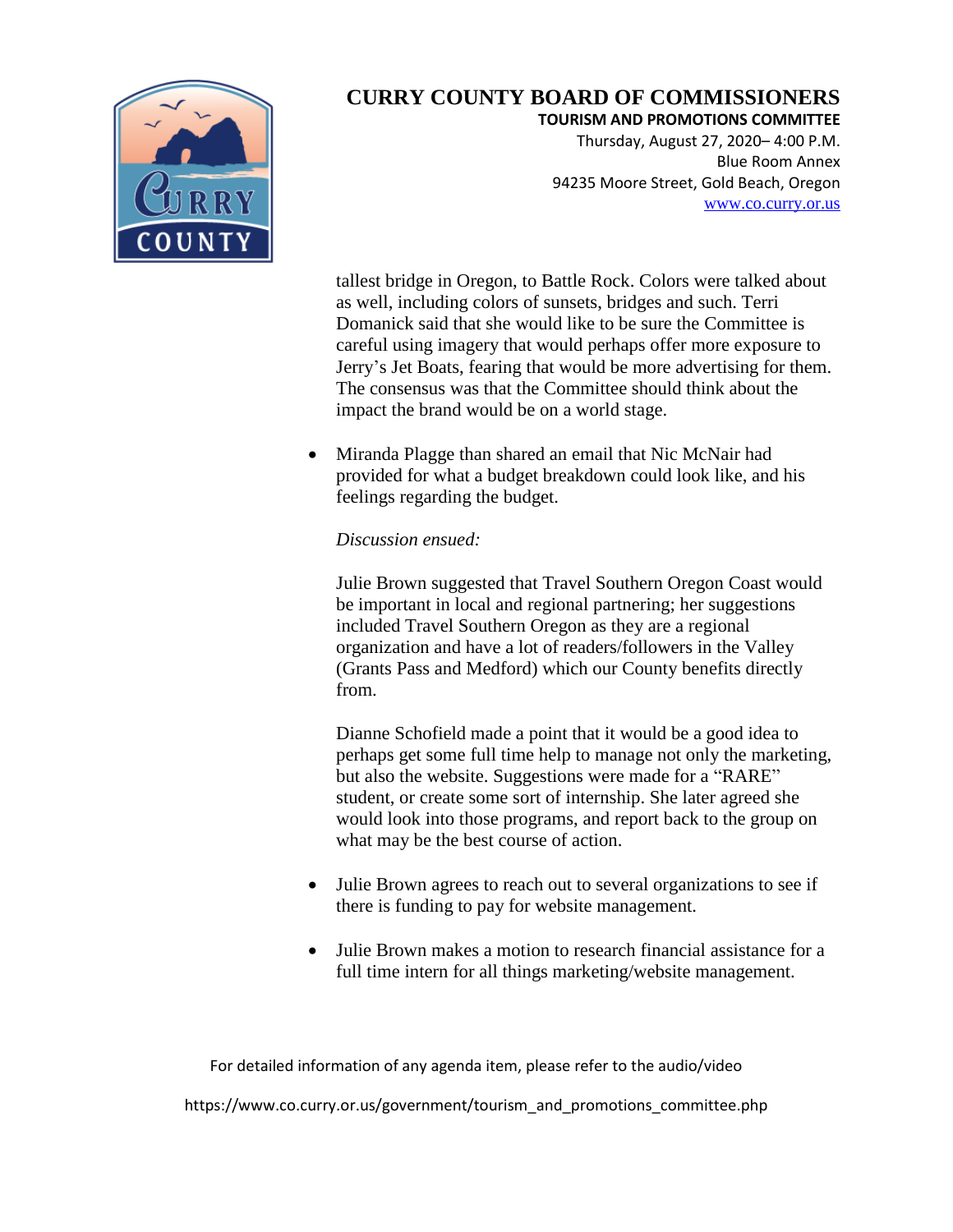tallest bridge in Oregon, to Battle Rock. Colors were talked about as well, including colors of sunsets, bridges and such. Terri Domanick said that she would like to be sure the Committee is careful using imagery that would perhaps offer more exposure to Jerry's Jet Boats, fearing that would be more advertising for them. The consensus was that the Committee should think about the impact the brand would be on a world stage.

- Miranda Plagge than shared an email that Nic McNair had provided for what a budget breakdown could look like, and his feelings regarding the budget.

  *Discussion ensued:*

  Julie Brown suggested that Travel Southern Oregon Coast would be important in local and regional partnering; her suggestions included Travel Southern Oregon as they are a regional organization and have a lot of readers/followers in the Valley (Grants Pass and Medford) which our County benefits directly from.

  Dianne Schofield made a point that it would be a good idea to perhaps get some full time help to manage not only the marketing, but also the website. Suggestions were made for a "RARE" student, or create some sort of internship. She later agreed she would look into those programs, and report back to the group on what may be the best course of action.

- Julie Brown agrees to reach out to several organizations to see if there is funding to pay for website management.

- Julie Brown makes a motion to research financial assistance for a full time intern for all things marketing/website management.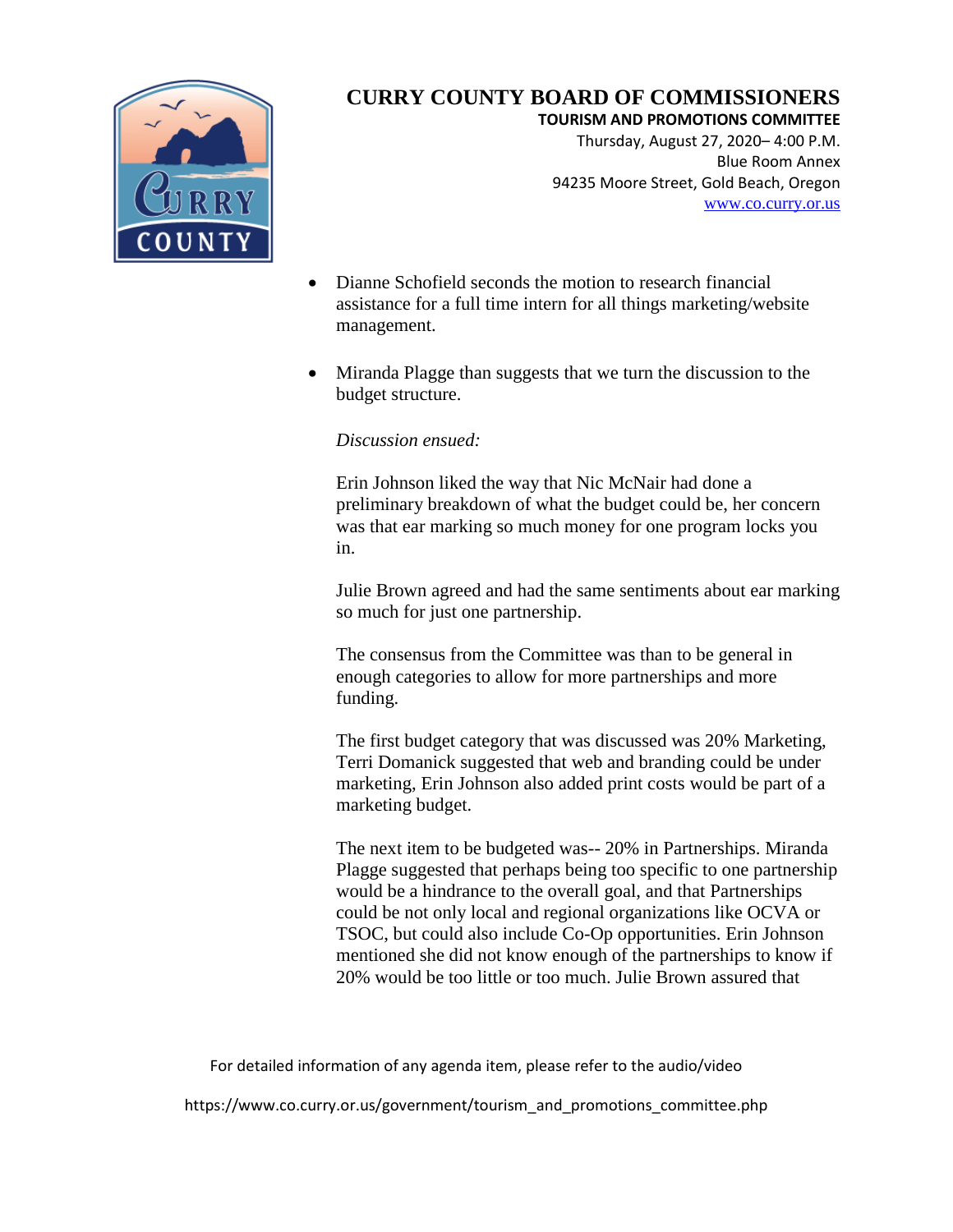- Dianne Schofield seconds the motion to research financial assistance for a full time intern for all things marketing/website management.

- Miranda Plagge than suggests that we turn the discussion to the budget structure.

  *Discussion ensued:*

  Erin Johnson liked the way that Nic McNair had done a preliminary breakdown of what the budget could be, her concern was that ear marking so much money for one program locks you in.

  Julie Brown agreed and had the same sentiments about ear marking so much for just one partnership.

  The consensus from the Committee was than to be general in enough categories to allow for more partnerships and more funding.

  The first budget category that was discussed was 20% Marketing, Terri Domanick suggested that web and branding could be under marketing, Erin Johnson also added print costs would be part of a marketing budget.

  The next item to be budgeted was-- 20% in Partnerships. Miranda Plagge suggested that perhaps being too specific to one partnership would be a hindrance to the overall goal, and that Partnerships could be not only local and regional organizations like OCVA or TSOC, but could also include Co-Op opportunities. Erin Johnson mentioned she did not know enough of the partnerships to know if 20% would be too little or too much. Julie Brown assured that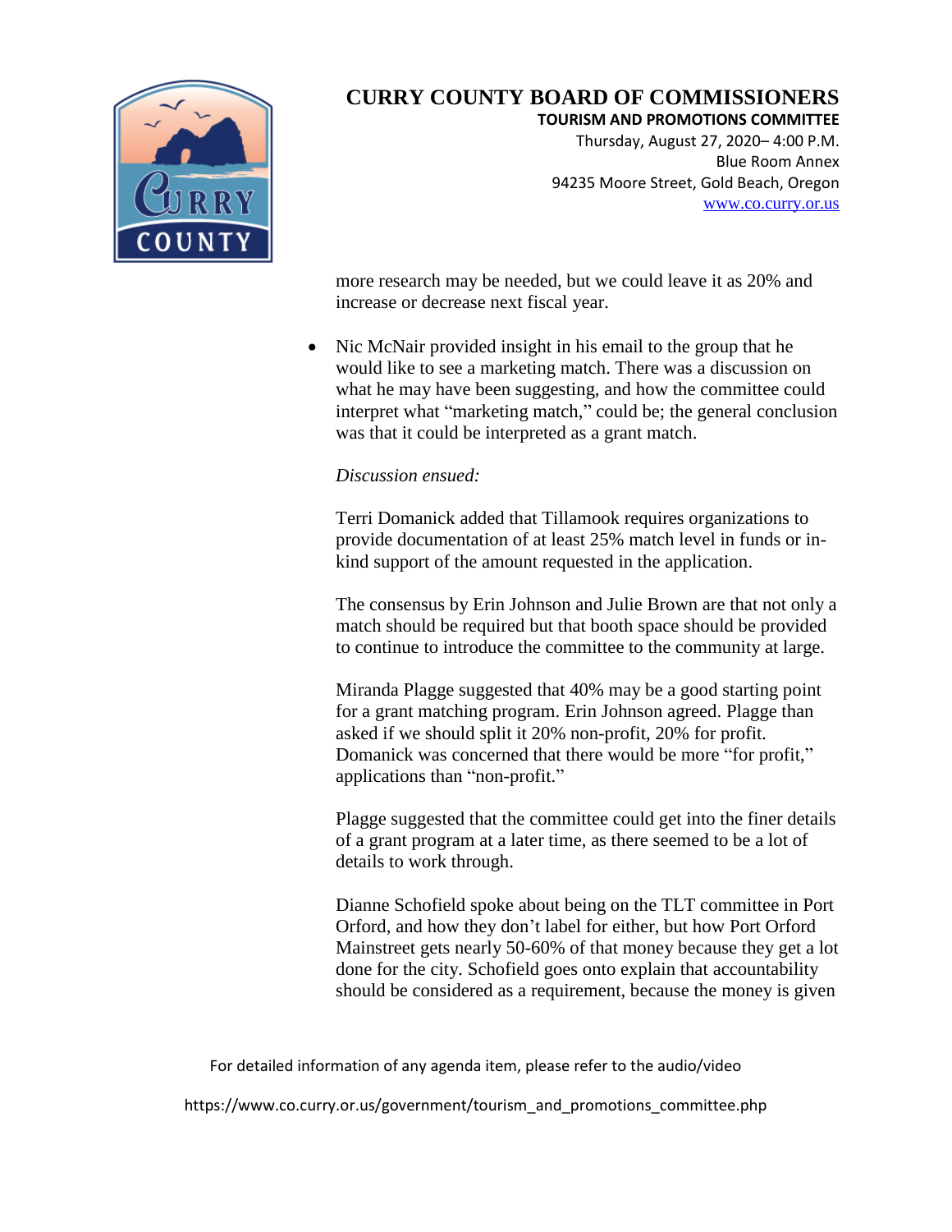more research may be needed, but we could leave it as 20% and increase or decrease next fiscal year.

- Nic McNair provided insight in his email to the group that he would like to see a marketing match. There was a discussion on what he may have been suggesting, and how the committee could interpret what "marketing match," could be; the general conclusion was that it could be interpreted as a grant match.

  *Discussion ensued:*

  Terri Domanick added that Tillamook requires organizations to provide documentation of at least 25% match level in funds or in-kind support of the amount requested in the application.

  The consensus by Erin Johnson and Julie Brown are that not only a match should be required but that booth space should be provided to continue to introduce the committee to the community at large.

  Miranda Plagge suggested that 40% may be a good starting point for a grant matching program. Erin Johnson agreed. Plagge than asked if we should split it 20% non-profit, 20% for profit. Domanick was concerned that there would be more "for profit," applications than "non-profit."

  Plagge suggested that the committee could get into the finer details of a grant program at a later time, as there seemed to be a lot of details to work through.

  Dianne Schofield spoke about being on the TLT committee in Port Orford, and how they don't label for either, but how Port Orford Mainstreet gets nearly 50-60% of that money because they get a lot done for the city. Schofield goes onto explain that accountability should be considered as a requirement, because the money is given

For detailed information of any agenda item, please refer to the audio/video

https://www.co.curry.or.us/government/tourism_and_promotions_committee.php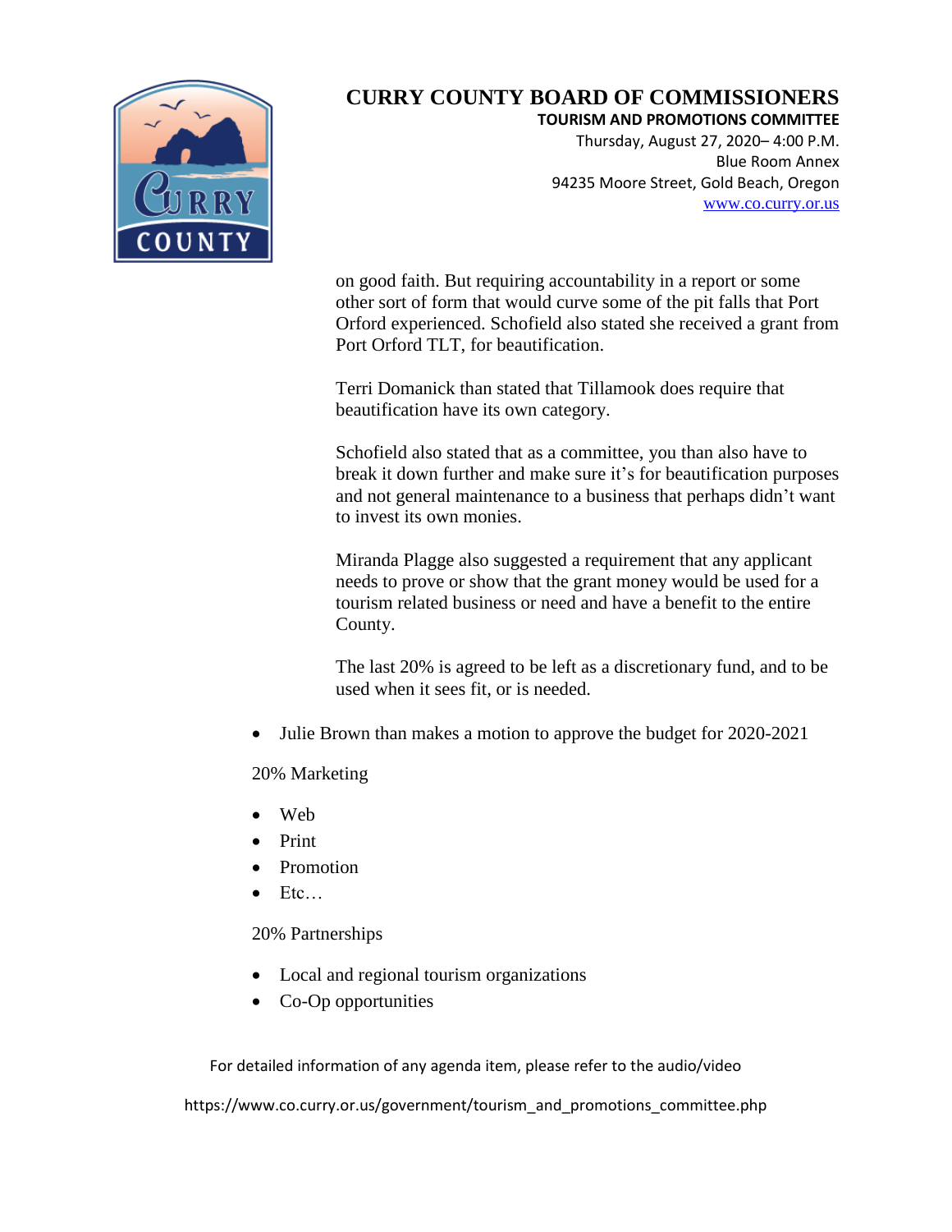on good faith. But requiring accountability in a report or some other sort of form that would curve some of the pit falls that Port Orford experienced. Schofield also stated she received a grant from Port Orford TLT, for beautification.

Terri Domanick than stated that Tillamook does require that beautification have its own category.

Schofield also stated that as a committee, you than also have to break it down further and make sure it's for beautification purposes and not general maintenance to a business that perhaps didn't want to invest its own monies.

Miranda Plagge also suggested a requirement that any applicant needs to prove or show that the grant money would be used for a tourism related business or need and have a benefit to the entire County.

The last 20% is agreed to be left as a discretionary fund, and to be used when it sees fit, or is needed.

- Julie Brown than makes a motion to approve the budget for 2020-2021

20% Marketing

- Web
- Print
- Promotion
- Etc…

20% Partnerships

- Local and regional tourism organizations
- Co-Op opportunities

For detailed information of any agenda item, please refer to the audio/video

https://www.co.curry.or.us/government/tourism_and_promotions_committee.php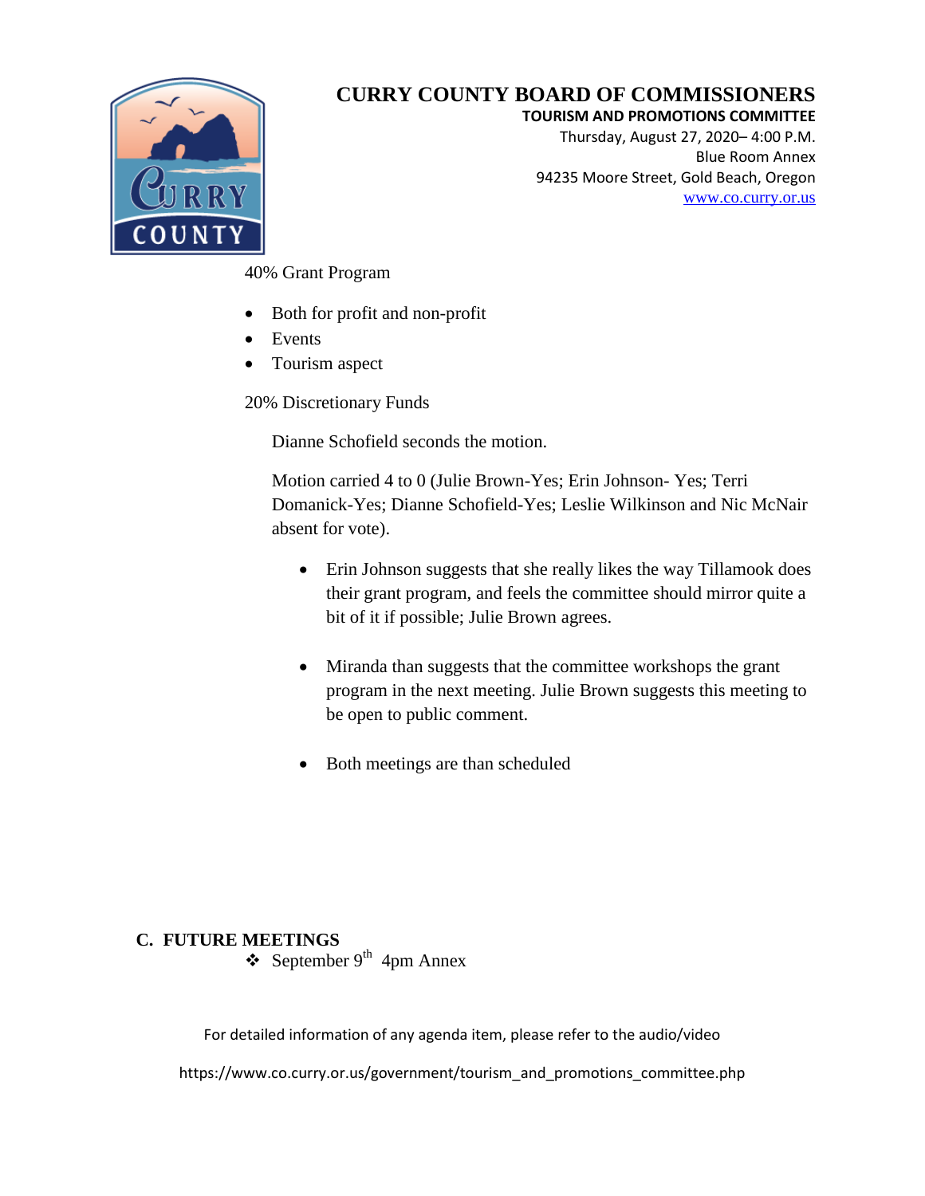# CURRY COUNTY BOARD OF COMMISSIONERS

**TOURISM AND PROMOTIONS COMMITTEE**
Thursday, August 27, 2020– 4:00 P.M.
Blue Room Annex
94235 Moore Street, Gold Beach, Oregon
www.co.curry.or.us

40% Grant Program

- Both for profit and non-profit
- Events
- Tourism aspect

20% Discretionary Funds

Dianne Schofield seconds the motion.

Motion carried 4 to 0 (Julie Brown-Yes; Erin Johnson- Yes; Terri Domanick-Yes; Dianne Schofield-Yes; Leslie Wilkinson and Nic McNair absent for vote).

- Erin Johnson suggests that she really likes the way Tillamook does their grant program, and feels the committee should mirror quite a bit of it if possible; Julie Brown agrees.
- Miranda than suggests that the committee workshops the grant program in the next meeting. Julie Brown suggests this meeting to be open to public comment.
- Both meetings are than scheduled

## C. FUTURE MEETINGS

- September 9th 4pm Annex

For detailed information of any agenda item, please refer to the audio/video

https://www.co.curry.or.us/government/tourism_and_promotions_committee.php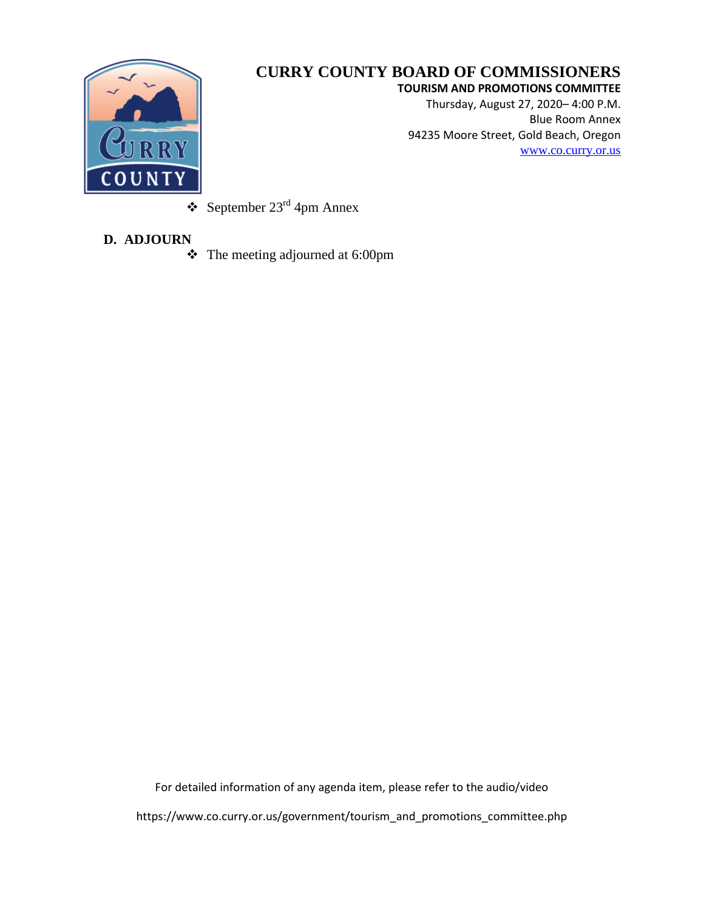# CURRY COUNTY BOARD OF COMMISSIONERS

**TOURISM AND PROMOTIONS COMMITTEE**

Thursday, August 27, 2020– 4:00 P.M.
Blue Room Annex
94235 Moore Street, Gold Beach, Oregon
www.co.curry.or.us

- September 23rd 4pm Annex

**D. ADJOURN**

- The meeting adjourned at 6:00pm

For detailed information of any agenda item, please refer to the audio/video

https://www.co.curry.or.us/government/tourism_and_promotions_committee.php